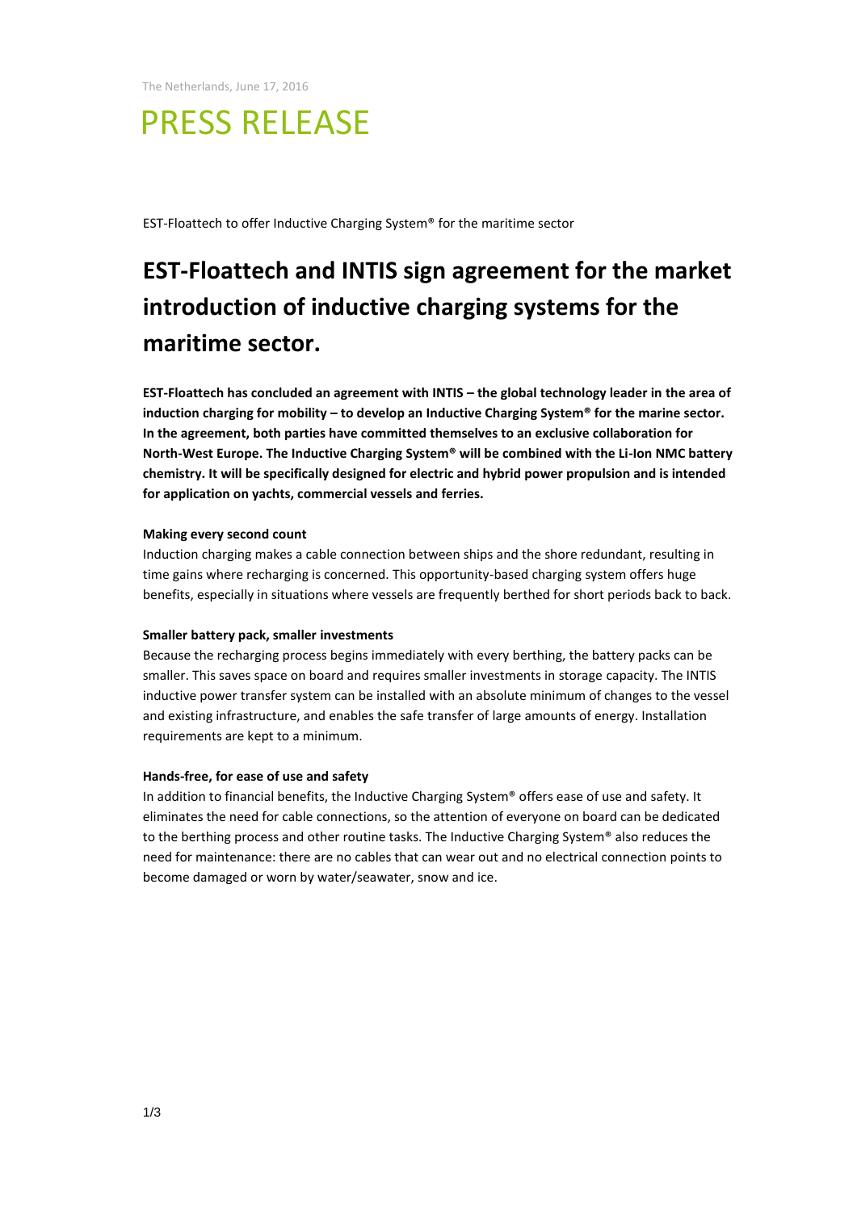The Netherlands, June 17, 2016

# PRESS RELEASE

EST-Floattech to offer Inductive Charging System® for the maritime sector

## EST-Floattech and INTIS sign agreement for the market introduction of inductive charging systems for the maritime sector.

**EST-Floattech has concluded an agreement with INTIS – the global technology leader in the area of induction charging for mobility – to develop an Inductive Charging System® for the marine sector. In the agreement, both parties have committed themselves to an exclusive collaboration for North-West Europe. The Inductive Charging System® will be combined with the Li-Ion NMC battery chemistry. It will be specifically designed for electric and hybrid power propulsion and is intended for application on yachts, commercial vessels and ferries.**

**Making every second count**

Induction charging makes a cable connection between ships and the shore redundant, resulting in time gains where recharging is concerned. This opportunity-based charging system offers huge benefits, especially in situations where vessels are frequently berthed for short periods back to back.

**Smaller battery pack, smaller investments**

Because the recharging process begins immediately with every berthing, the battery packs can be smaller. This saves space on board and requires smaller investments in storage capacity. The INTIS inductive power transfer system can be installed with an absolute minimum of changes to the vessel and existing infrastructure, and enables the safe transfer of large amounts of energy. Installation requirements are kept to a minimum.

**Hands-free, for ease of use and safety**

In addition to financial benefits, the Inductive Charging System® offers ease of use and safety. It eliminates the need for cable connections, so the attention of everyone on board can be dedicated to the berthing process and other routine tasks. The Inductive Charging System® also reduces the need for maintenance: there are no cables that can wear out and no electrical connection points to become damaged or worn by water/seawater, snow and ice.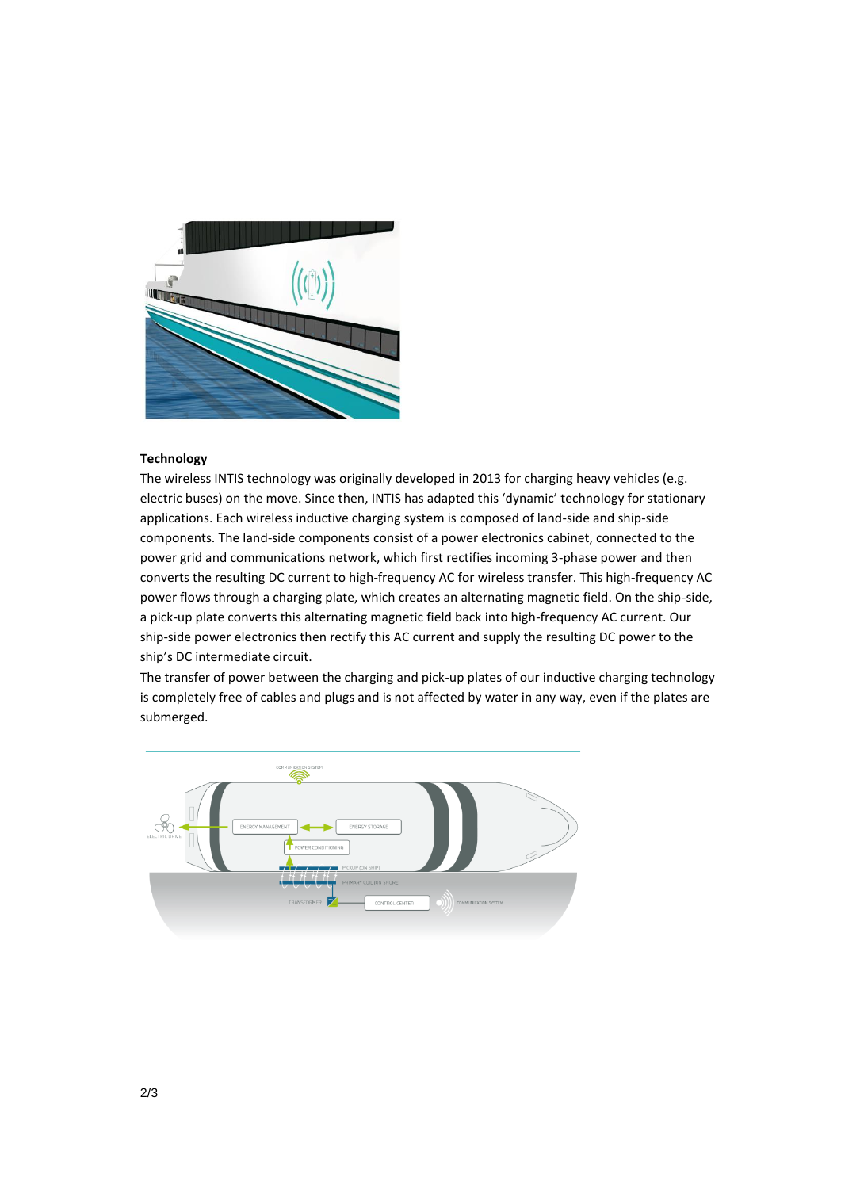**Technology**

The wireless INTIS technology was originally developed in 2013 for charging heavy vehicles (e.g. electric buses) on the move. Since then, INTIS has adapted this 'dynamic' technology for stationary applications. Each wireless inductive charging system is composed of land-side and ship-side components. The land-side components consist of a power electronics cabinet, connected to the power grid and communications network, which first rectifies incoming 3-phase power and then converts the resulting DC current to high-frequency AC for wireless transfer. This high-frequency AC power flows through a charging plate, which creates an alternating magnetic field. On the ship-side, a pick-up plate converts this alternating magnetic field back into high-frequency AC current. Our ship-side power electronics then rectify this AC current and supply the resulting DC power to the ship's DC intermediate circuit.

The transfer of power between the charging and pick-up plates of our inductive charging technology is completely free of cables and plugs and is not affected by water in any way, even if the plates are submerged.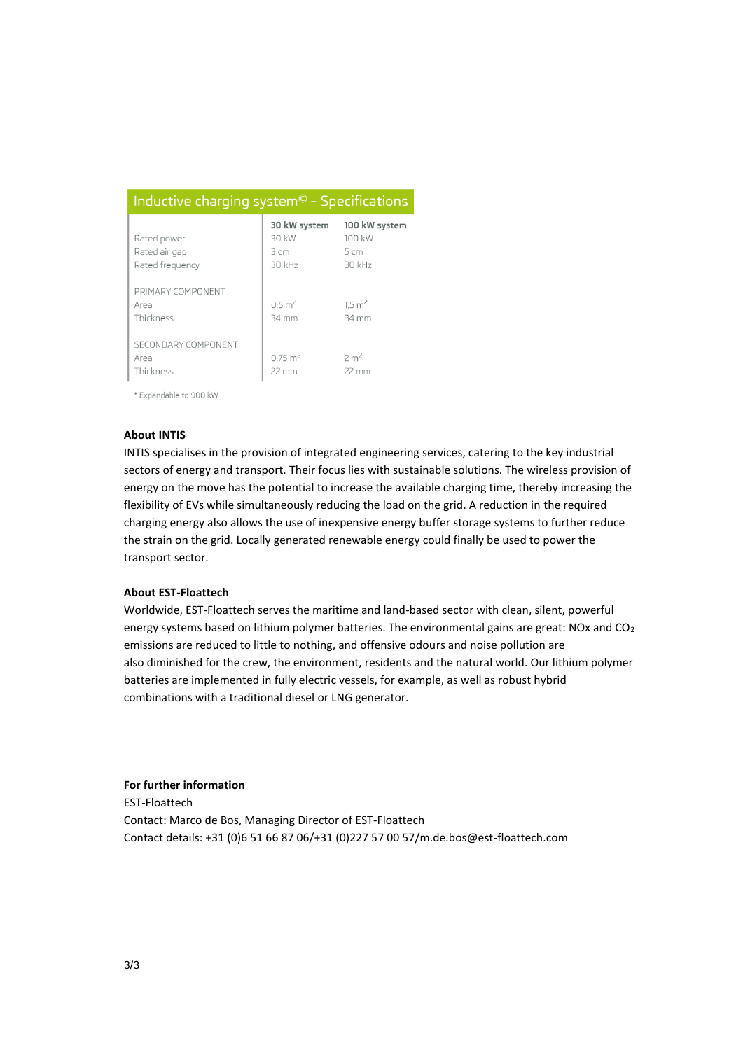## Inductive charging system© – Specifications

| | 30 kW system | 100 kW system |
|---|---|---|
| Rated power | 30 kW | 100 kW |
| Rated air gap | 3 cm | 5 cm |
| Rated frequency | 30 kHz | 30 kHz |
| PRIMARY COMPONENT | | |
| Area | 0,5 $m^2$ | 1,5 $m^2$ |
| Thickness | 34 mm | 34 mm |
| SECONDARY COMPONENT | | |
| Area | 0,75 $m^2$ | 2 $m^2$ |
| Thickness | 22 mm | 22 mm |

* Expandable to 900 kW

**About INTIS**

INTIS specialises in the provision of integrated engineering services, catering to the key industrial sectors of energy and transport. Their focus lies with sustainable solutions. The wireless provision of energy on the move has the potential to increase the available charging time, thereby increasing the flexibility of EVs while simultaneously reducing the load on the grid. A reduction in the required charging energy also allows the use of inexpensive energy buffer storage systems to further reduce the strain on the grid. Locally generated renewable energy could finally be used to power the transport sector.

**About EST-Floattech**

Worldwide, EST-Floattech serves the maritime and land-based sector with clean, silent, powerful energy systems based on lithium polymer batteries. The environmental gains are great: NOx and $CO_2$ emissions are reduced to little to nothing, and offensive odours and noise pollution are also diminished for the crew, the environment, residents and the natural world. Our lithium polymer batteries are implemented in fully electric vessels, for example, as well as robust hybrid combinations with a traditional diesel or LNG generator.

**For further information**

EST-Floattech
Contact: Marco de Bos, Managing Director of EST-Floattech
Contact details: +31 (0)6 51 66 87 06/+31 (0)227 57 00 57/m.de.bos@est-floattech.com